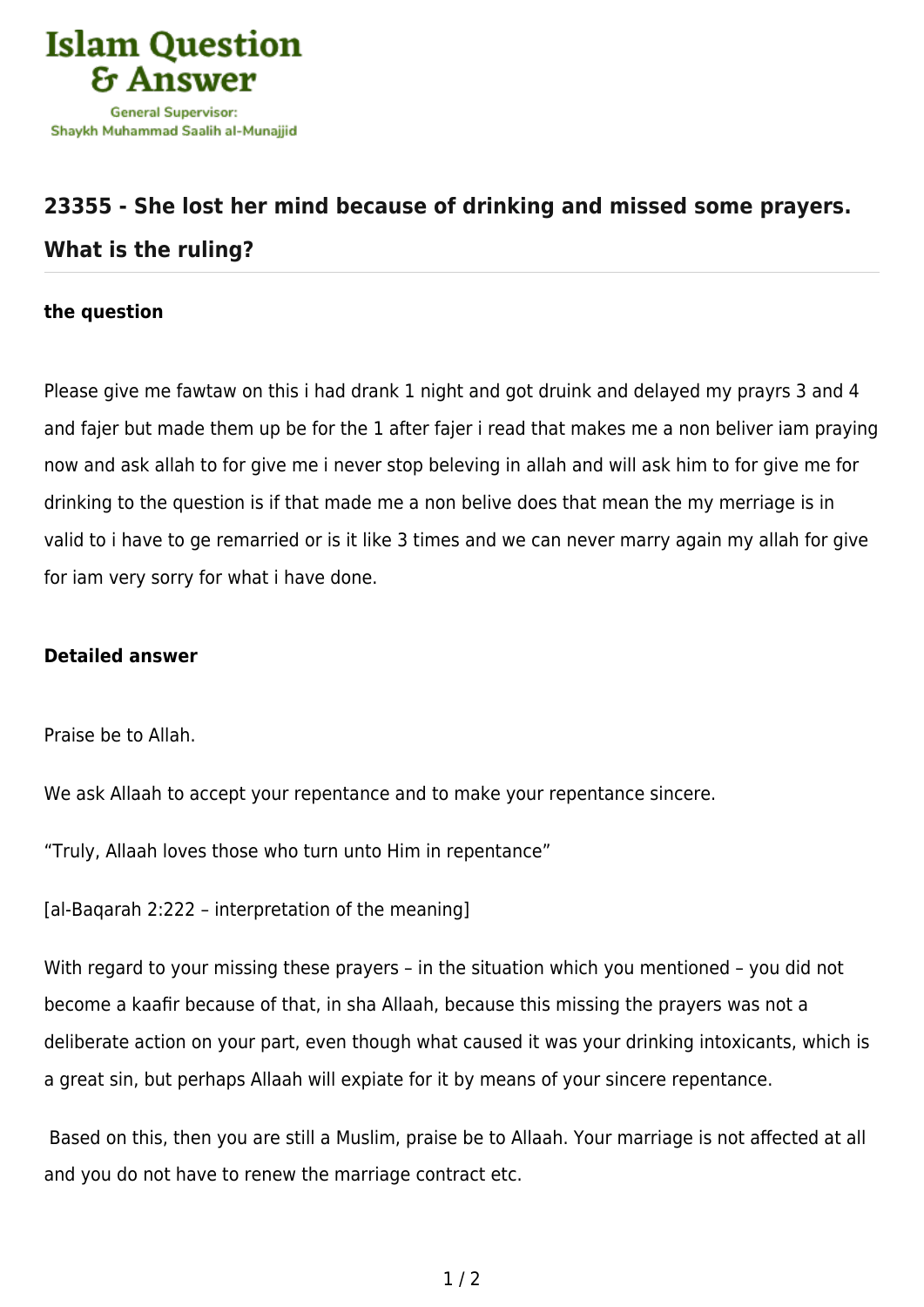Islam Question & Answer

General Supervisor: Shaykh Muhammad Saalih al-Munajjid

## 23355 - She lost her mind because of drinking and missed some prayers. What is the ruling?

### the question

Please give me fawtaw on this i had drank 1 night and got druink and delayed my prayrs 3 and 4 and fajer but made them up be for the 1 after fajer i read that makes me a non beliver iam praying now and ask allah to for give me i never stop beleving in allah and will ask him to for give me for drinking to the question is if that made me a non belive does that mean the my merriage is in valid to i have to ge remarried or is it like 3 times and we can never marry again my allah for give for iam very sorry for what i have done.

### Detailed answer

Praise be to Allah.

We ask Allaah to accept your repentance and to make your repentance sincere.

"Truly, Allaah loves those who turn unto Him in repentance"

[al-Baqarah 2:222 – interpretation of the meaning]

With regard to your missing these prayers – in the situation which you mentioned – you did not become a kaafir because of that, in sha Allaah, because this missing the prayers was not a deliberate action on your part, even though what caused it was your drinking intoxicants, which is a great sin, but perhaps Allaah will expiate for it by means of your sincere repentance.

Based on this, then you are still a Muslim, praise be to Allaah. Your marriage is not affected at all and you do not have to renew the marriage contract etc.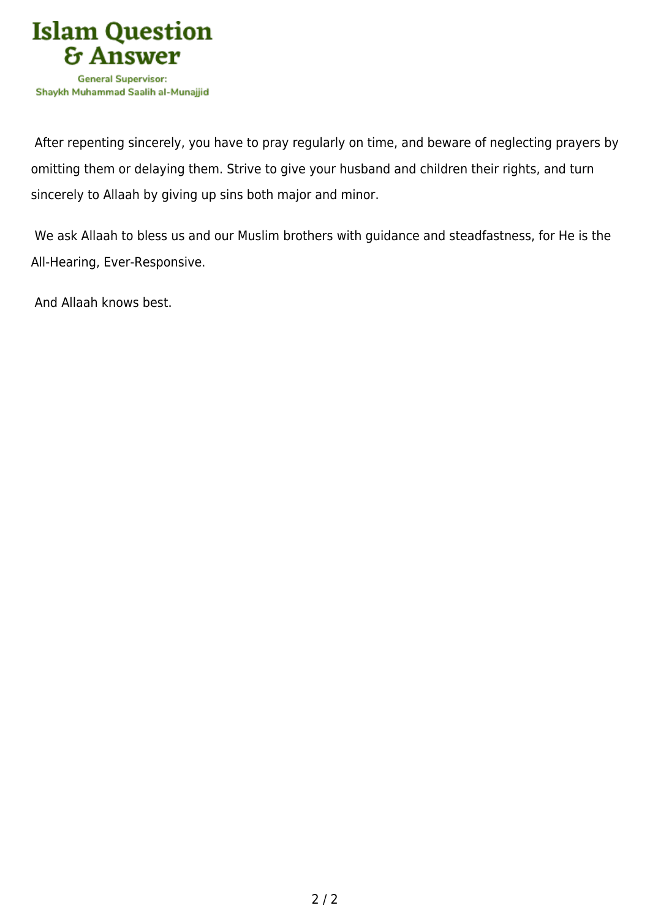After repenting sincerely, you have to pray regularly on time, and beware of neglecting prayers by omitting them or delaying them. Strive to give your husband and children their rights, and turn sincerely to Allaah by giving up sins both major and minor.

We ask Allaah to bless us and our Muslim brothers with guidance and steadfastness, for He is the All-Hearing, Ever-Responsive.

And Allaah knows best.